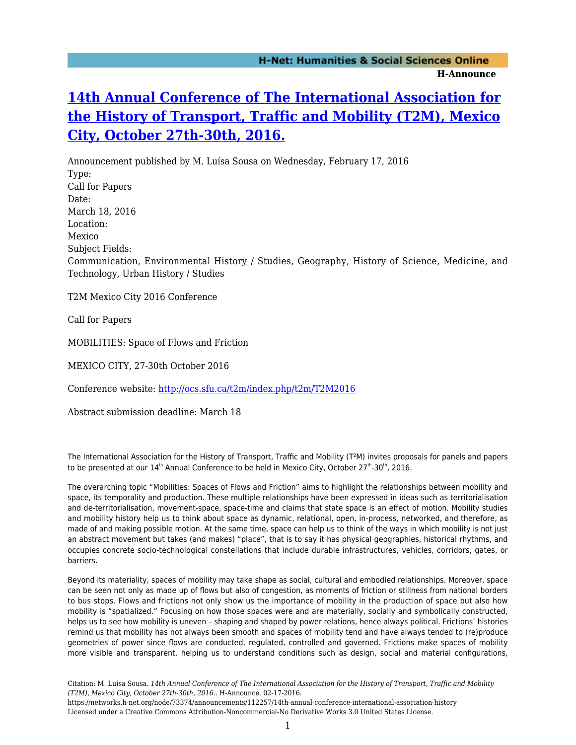# [14th Annual Conference of The International Association for the History of Transport, Traffic and Mobility (T2M), Mexico City, October 27th-30th, 2016.](https://networks.h-net.org/node/73374/announcements/112257/14th-annual-conference-international-association-history)

Announcement published by M. Luísa Sousa on Wednesday, February 17, 2016

Type:
Call for Papers

Date:
March 18, 2016

Location:
Mexico

Subject Fields:
Communication, Environmental History / Studies, Geography, History of Science, Medicine, and Technology, Urban History / Studies

T2M Mexico City 2016 Conference

Call for Papers

MOBILITIES: Space of Flows and Friction

MEXICO CITY, 27-30th October 2016

Conference website: [http://ocs.sfu.ca/t2m/index.php/t2m/T2M2016](http://ocs.sfu.ca/t2m/index.php/t2m/T2M2016)

Abstract submission deadline: March 18

The International Association for the History of Transport, Traffic and Mobility (T²M) invites proposals for panels and papers to be presented at our 14th Annual Conference to be held in Mexico City, October 27th-30th, 2016.

The overarching topic "Mobilities: Spaces of Flows and Friction" aims to highlight the relationships between mobility and space, its temporality and production. These multiple relationships have been expressed in ideas such as territorialisation and de-territorialisation, movement-space, space-time and claims that state space is an effect of motion. Mobility studies and mobility history help us to think about space as dynamic, relational, open, in-process, networked, and therefore, as made of and making possible motion. At the same time, space can help us to think of the ways in which mobility is not just an abstract movement but takes (and makes) "place", that is to say it has physical geographies, historical rhythms, and occupies concrete socio-technological constellations that include durable infrastructures, vehicles, corridors, gates, or barriers.

Beyond its materiality, spaces of mobility may take shape as social, cultural and embodied relationships. Moreover, space can be seen not only as made up of flows but also of congestion, as moments of friction or stillness from national borders to bus stops. Flows and frictions not only show us the importance of mobility in the production of space but also how mobility is "spatialized." Focusing on how those spaces were and are materially, socially and symbolically constructed, helps us to see how mobility is uneven – shaping and shaped by power relations, hence always political. Frictions' histories remind us that mobility has not always been smooth and spaces of mobility tend and have always tended to (re)produce geometries of power since flows are conducted, regulated, controlled and governed. Frictions make spaces of mobility more visible and transparent, helping us to understand conditions such as design, social and material configurations,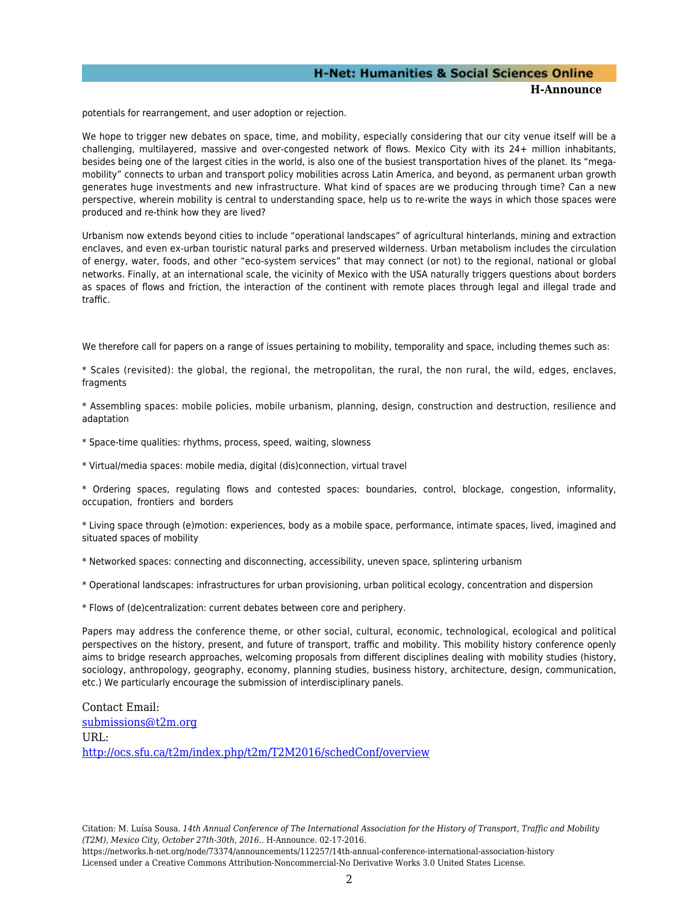potentials for rearrangement, and user adoption or rejection.

We hope to trigger new debates on space, time, and mobility, especially considering that our city venue itself will be a challenging, multilayered, massive and over-congested network of flows. Mexico City with its 24+ million inhabitants, besides being one of the largest cities in the world, is also one of the busiest transportation hives of the planet. Its "mega-mobility" connects to urban and transport policy mobilities across Latin America, and beyond, as permanent urban growth generates huge investments and new infrastructure. What kind of spaces are we producing through time? Can a new perspective, wherein mobility is central to understanding space, help us to re-write the ways in which those spaces were produced and re-think how they are lived?

Urbanism now extends beyond cities to include "operational landscapes" of agricultural hinterlands, mining and extraction enclaves, and even ex-urban touristic natural parks and preserved wilderness. Urban metabolism includes the circulation of energy, water, foods, and other "eco-system services" that may connect (or not) to the regional, national or global networks. Finally, at an international scale, the vicinity of Mexico with the USA naturally triggers questions about borders as spaces of flows and friction, the interaction of the continent with remote places through legal and illegal trade and traffic.

We therefore call for papers on a range of issues pertaining to mobility, temporality and space, including themes such as:

* Scales (revisited): the global, the regional, the metropolitan, the rural, the non rural, the wild, edges, enclaves, fragments

* Assembling spaces: mobile policies, mobile urbanism, planning, design, construction and destruction, resilience and adaptation

* Space-time qualities: rhythms, process, speed, waiting, slowness

* Virtual/media spaces: mobile media, digital (dis)connection, virtual travel

* Ordering spaces, regulating flows and contested spaces: boundaries, control, blockage, congestion, informality, occupation, frontiers and borders

* Living space through (e)motion: experiences, body as a mobile space, performance, intimate spaces, lived, imagined and situated spaces of mobility

* Networked spaces: connecting and disconnecting, accessibility, uneven space, splintering urbanism

* Operational landscapes: infrastructures for urban provisioning, urban political ecology, concentration and dispersion

* Flows of (de)centralization: current debates between core and periphery.

Papers may address the conference theme, or other social, cultural, economic, technological, ecological and political perspectives on the history, present, and future of transport, traffic and mobility. This mobility history conference openly aims to bridge research approaches, welcoming proposals from different disciplines dealing with mobility studies (history, sociology, anthropology, geography, economy, planning studies, business history, architecture, design, communication, etc.) We particularly encourage the submission of interdisciplinary panels.

Contact Email:
submissions@t2m.org
URL:
http://ocs.sfu.ca/t2m/index.php/t2m/T2M2016/schedConf/overview

Citation: M. Luísa Sousa. *14th Annual Conference of The International Association for the History of Transport, Traffic and Mobility (T2M), Mexico City, October 27th-30th, 2016.*. H-Announce. 02-17-2016.
https://networks.h-net.org/node/73374/announcements/112257/14th-annual-conference-international-association-history
Licensed under a Creative Commons Attribution-Noncommercial-No Derivative Works 3.0 United States License.